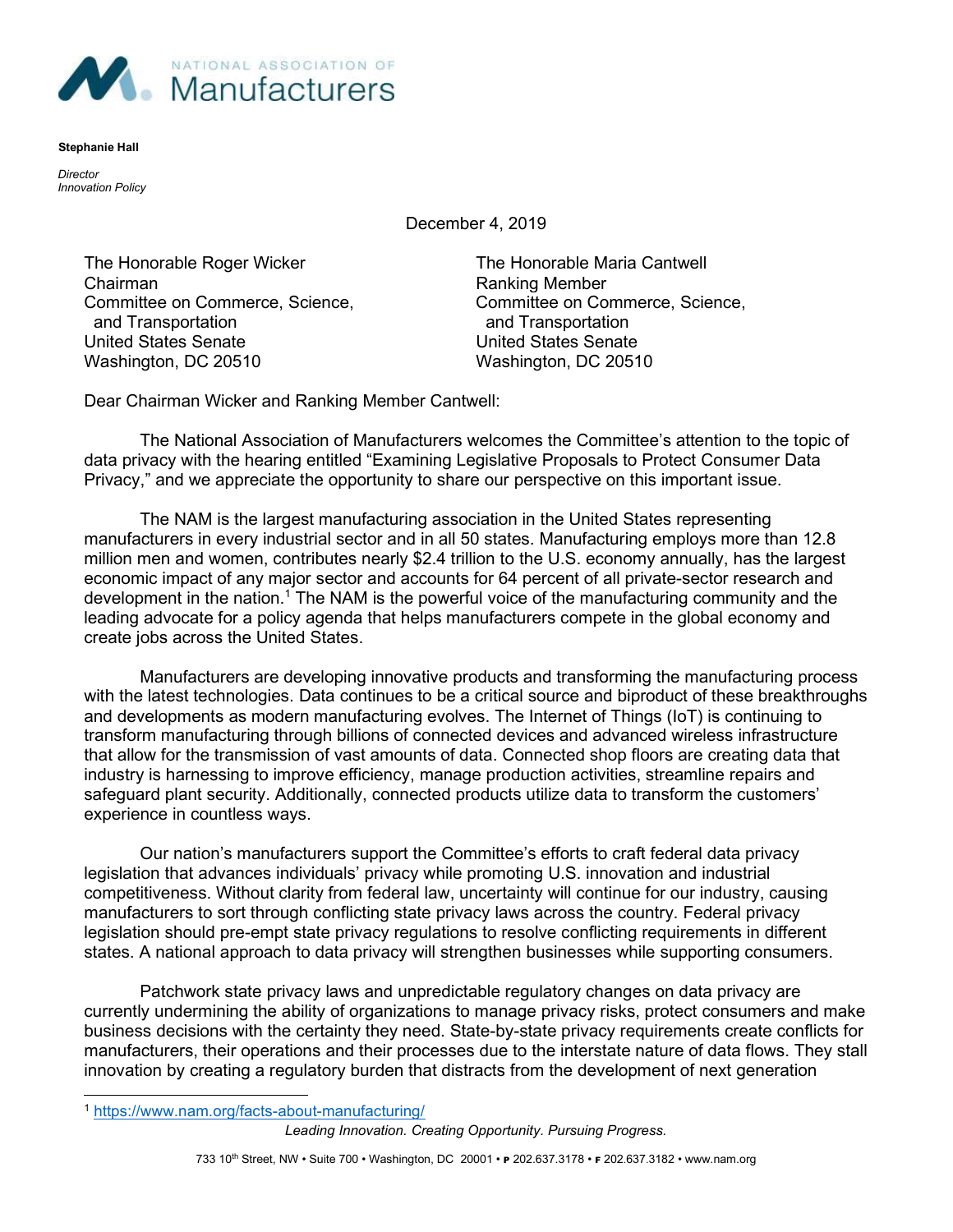NATIONAL ASSOCIATION OF Manufacturers

**Stephanie Hall**

*Director*
*Innovation Policy*

December 4, 2019

The Honorable Roger Wicker
Chairman
Committee on Commerce, Science, and Transportation
United States Senate
Washington, DC 20510

The Honorable Maria Cantwell
Ranking Member
Committee on Commerce, Science, and Transportation
United States Senate
Washington, DC 20510

Dear Chairman Wicker and Ranking Member Cantwell:

The National Association of Manufacturers welcomes the Committee's attention to the topic of data privacy with the hearing entitled "Examining Legislative Proposals to Protect Consumer Data Privacy," and we appreciate the opportunity to share our perspective on this important issue.

The NAM is the largest manufacturing association in the United States representing manufacturers in every industrial sector and in all 50 states. Manufacturing employs more than 12.8 million men and women, contributes nearly $2.4 trillion to the U.S. economy annually, has the largest economic impact of any major sector and accounts for 64 percent of all private-sector research and development in the nation.[1] The NAM is the powerful voice of the manufacturing community and the leading advocate for a policy agenda that helps manufacturers compete in the global economy and create jobs across the United States.

Manufacturers are developing innovative products and transforming the manufacturing process with the latest technologies. Data continues to be a critical source and biproduct of these breakthroughs and developments as modern manufacturing evolves. The Internet of Things (IoT) is continuing to transform manufacturing through billions of connected devices and advanced wireless infrastructure that allow for the transmission of vast amounts of data. Connected shop floors are creating data that industry is harnessing to improve efficiency, manage production activities, streamline repairs and safeguard plant security. Additionally, connected products utilize data to transform the customers' experience in countless ways.

Our nation's manufacturers support the Committee's efforts to craft federal data privacy legislation that advances individuals' privacy while promoting U.S. innovation and industrial competitiveness. Without clarity from federal law, uncertainty will continue for our industry, causing manufacturers to sort through conflicting state privacy laws across the country. Federal privacy legislation should pre-empt state privacy regulations to resolve conflicting requirements in different states. A national approach to data privacy will strengthen businesses while supporting consumers.

Patchwork state privacy laws and unpredictable regulatory changes on data privacy are currently undermining the ability of organizations to manage privacy risks, protect consumers and make business decisions with the certainty they need. State-by-state privacy requirements create conflicts for manufacturers, their operations and their processes due to the interstate nature of data flows. They stall innovation by creating a regulatory burden that distracts from the development of next generation

[1] https://www.nam.org/facts-about-manufacturing/

*Leading Innovation. Creating Opportunity. Pursuing Progress.*

733 10th Street, NW • Suite 700 • Washington, DC 20001 • P 202.637.3178 • F 202.637.3182 • www.nam.org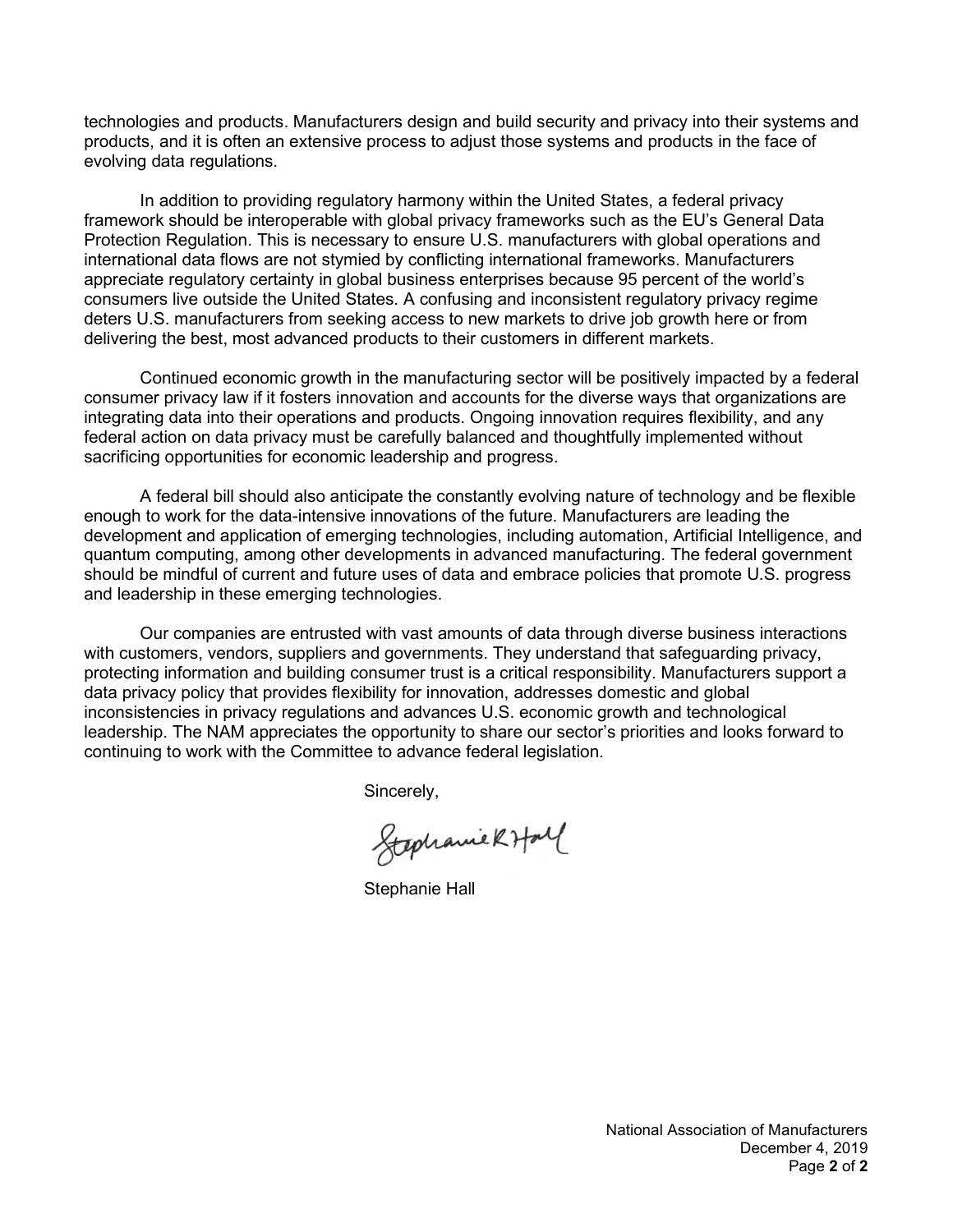technologies and products. Manufacturers design and build security and privacy into their systems and products, and it is often an extensive process to adjust those systems and products in the face of evolving data regulations.

In addition to providing regulatory harmony within the United States, a federal privacy framework should be interoperable with global privacy frameworks such as the EU's General Data Protection Regulation. This is necessary to ensure U.S. manufacturers with global operations and international data flows are not stymied by conflicting international frameworks. Manufacturers appreciate regulatory certainty in global business enterprises because 95 percent of the world's consumers live outside the United States. A confusing and inconsistent regulatory privacy regime deters U.S. manufacturers from seeking access to new markets to drive job growth here or from delivering the best, most advanced products to their customers in different markets.

Continued economic growth in the manufacturing sector will be positively impacted by a federal consumer privacy law if it fosters innovation and accounts for the diverse ways that organizations are integrating data into their operations and products. Ongoing innovation requires flexibility, and any federal action on data privacy must be carefully balanced and thoughtfully implemented without sacrificing opportunities for economic leadership and progress.

A federal bill should also anticipate the constantly evolving nature of technology and be flexible enough to work for the data-intensive innovations of the future. Manufacturers are leading the development and application of emerging technologies, including automation, Artificial Intelligence, and quantum computing, among other developments in advanced manufacturing. The federal government should be mindful of current and future uses of data and embrace policies that promote U.S. progress and leadership in these emerging technologies.

Our companies are entrusted with vast amounts of data through diverse business interactions with customers, vendors, suppliers and governments. They understand that safeguarding privacy, protecting information and building consumer trust is a critical responsibility. Manufacturers support a data privacy policy that provides flexibility for innovation, addresses domestic and global inconsistencies in privacy regulations and advances U.S. economic growth and technological leadership. The NAM appreciates the opportunity to share our sector's priorities and looks forward to continuing to work with the Committee to advance federal legislation.

Sincerely,

Stephanie R Hall

Stephanie Hall